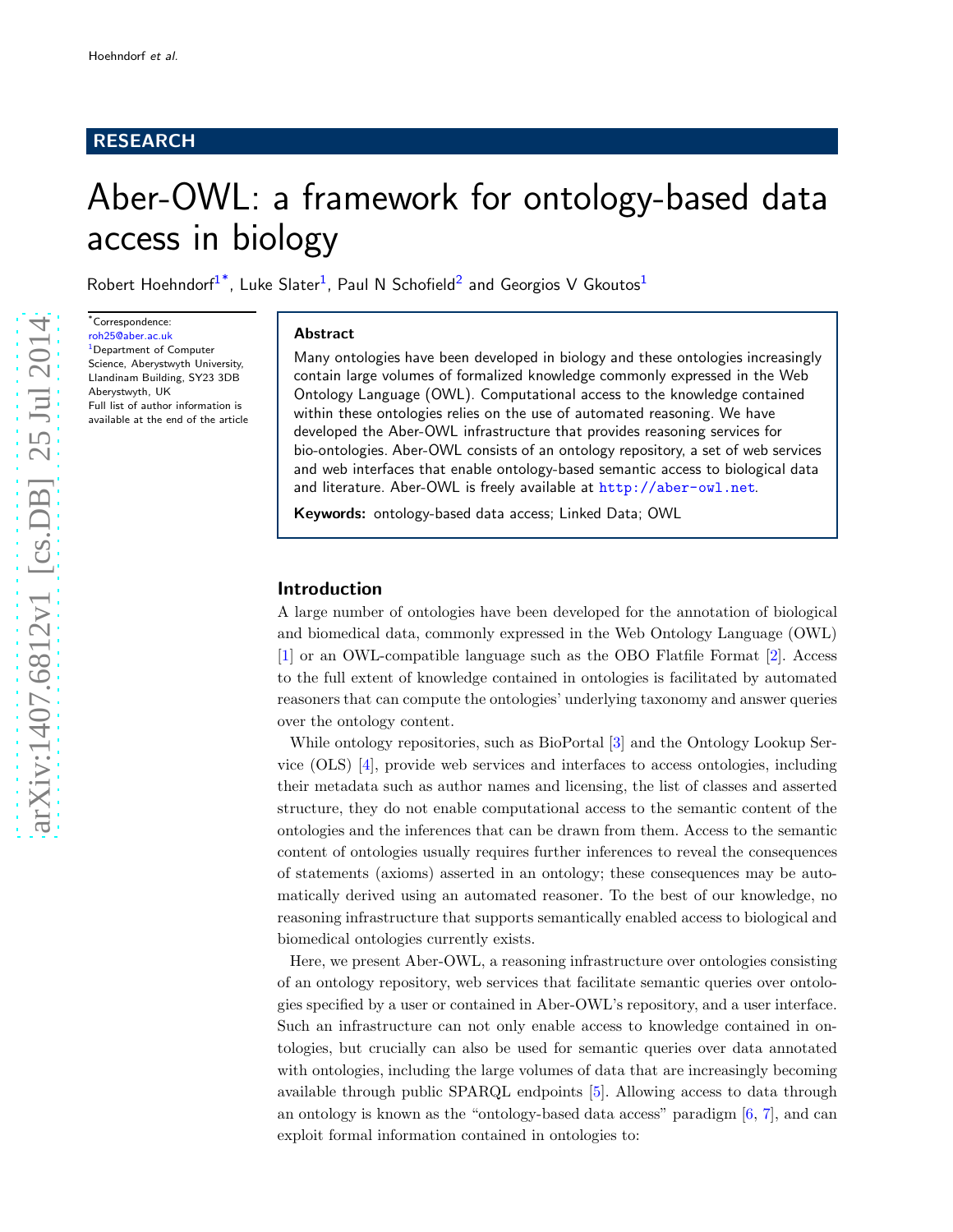RESEARCH

# Aber-OWL: a framework for ontology-based data access in biology

Robert Hoehndorf[1*], Luke Slater[1], Paul N Schofield[2] and Georgios V Gkoutos[1]

*Correspondence: roh25@aber.ac.uk
[1]Department of Computer Science, Aberystwyth University, Llandinam Building, SY23 3DB Aberystwyth, UK
Full list of author information is available at the end of the article

## Abstract

Many ontologies have been developed in biology and these ontologies increasingly contain large volumes of formalized knowledge commonly expressed in the Web Ontology Language (OWL). Computational access to the knowledge contained within these ontologies relies on the use of automated reasoning. We have developed the Aber-OWL infrastructure that provides reasoning services for bio-ontologies. Aber-OWL consists of an ontology repository, a set of web services and web interfaces that enable ontology-based semantic access to biological data and literature. Aber-OWL is freely available at http://aber-owl.net.

**Keywords:** ontology-based data access; Linked Data; OWL

## Introduction

A large number of ontologies have been developed for the annotation of biological and biomedical data, commonly expressed in the Web Ontology Language (OWL) [1] or an OWL-compatible language such as the OBO Flatfile Format [2]. Access to the full extent of knowledge contained in ontologies is facilitated by automated reasoners that can compute the ontologies' underlying taxonomy and answer queries over the ontology content.

While ontology repositories, such as BioPortal [3] and the Ontology Lookup Service (OLS) [4], provide web services and interfaces to access ontologies, including their metadata such as author names and licensing, the list of classes and asserted structure, they do not enable computational access to the semantic content of the ontologies and the inferences that can be drawn from them. Access to the semantic content of ontologies usually requires further inferences to reveal the consequences of statements (axioms) asserted in an ontology; these consequences may be automatically derived using an automated reasoner. To the best of our knowledge, no reasoning infrastructure that supports semantically enabled access to biological and biomedical ontologies currently exists.

Here, we present Aber-OWL, a reasoning infrastructure over ontologies consisting of an ontology repository, web services that facilitate semantic queries over ontologies specified by a user or contained in Aber-OWL's repository, and a user interface. Such an infrastructure can not only enable access to knowledge contained in ontologies, but crucially can also be used for semantic queries over data annotated with ontologies, including the large volumes of data that are increasingly becoming available through public SPARQL endpoints [5]. Allowing access to data through an ontology is known as the "ontology-based data access" paradigm [6, 7], and can exploit formal information contained in ontologies to: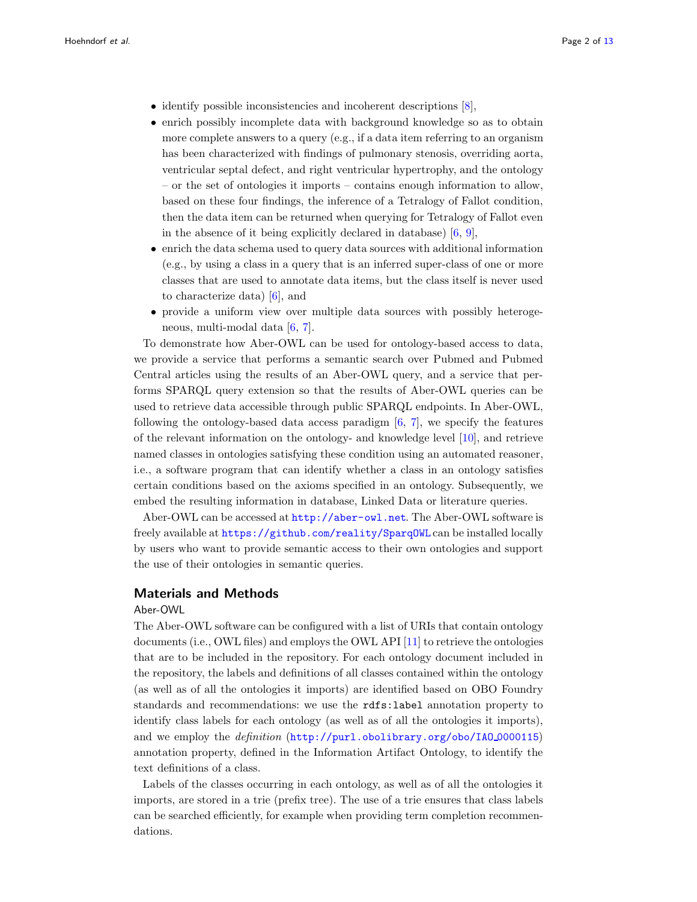- identify possible inconsistencies and incoherent descriptions [8],
- enrich possibly incomplete data with background knowledge so as to obtain more complete answers to a query (e.g., if a data item referring to an organism has been characterized with findings of pulmonary stenosis, overriding aorta, ventricular septal defect, and right ventricular hypertrophy, and the ontology – or the set of ontologies it imports – contains enough information to allow, based on these four findings, the inference of a Tetralogy of Fallot condition, then the data item can be returned when querying for Tetralogy of Fallot even in the absence of it being explicitly declared in database) [6, 9],
- enrich the data schema used to query data sources with additional information (e.g., by using a class in a query that is an inferred super-class of one or more classes that are used to annotate data items, but the class itself is never used to characterize data) [6], and
- provide a uniform view over multiple data sources with possibly heterogeneous, multi-modal data [6, 7].

To demonstrate how Aber-OWL can be used for ontology-based access to data, we provide a service that performs a semantic search over Pubmed and Pubmed Central articles using the results of an Aber-OWL query, and a service that performs SPARQL query extension so that the results of Aber-OWL queries can be used to retrieve data accessible through public SPARQL endpoints. In Aber-OWL, following the ontology-based data access paradigm [6, 7], we specify the features of the relevant information on the ontology- and knowledge level [10], and retrieve named classes in ontologies satisfying these condition using an automated reasoner, i.e., a software program that can identify whether a class in an ontology satisfies certain conditions based on the axioms specified in an ontology. Subsequently, we embed the resulting information in database, Linked Data or literature queries.

Aber-OWL can be accessed at `http://aber-owl.net`. The Aber-OWL software is freely available at `https://github.com/reality/SparqOWL` can be installed locally by users who want to provide semantic access to their own ontologies and support the use of their ontologies in semantic queries.

## Materials and Methods

### Aber-OWL

The Aber-OWL software can be configured with a list of URIs that contain ontology documents (i.e., OWL files) and employs the OWL API [11] to retrieve the ontologies that are to be included in the repository. For each ontology document included in the repository, the labels and definitions of all classes contained within the ontology (as well as of all the ontologies it imports) are identified based on OBO Foundry standards and recommendations: we use the `rdfs:label` annotation property to identify class labels for each ontology (as well as of all the ontologies it imports), and we employ the *definition* (`http://purl.obolibrary.org/obo/IAO_0000115`) annotation property, defined in the Information Artifact Ontology, to identify the text definitions of a class.

Labels of the classes occurring in each ontology, as well as of all the ontologies it imports, are stored in a trie (prefix tree). The use of a trie ensures that class labels can be searched efficiently, for example when providing term completion recommendations.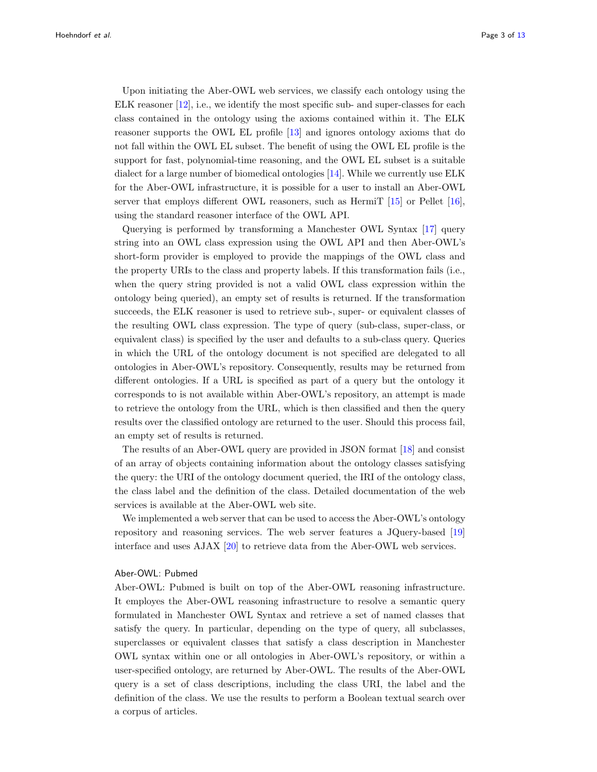Upon initiating the Aber-OWL web services, we classify each ontology using the ELK reasoner [12], i.e., we identify the most specific sub- and super-classes for each class contained in the ontology using the axioms contained within it. The ELK reasoner supports the OWL EL profile [13] and ignores ontology axioms that do not fall within the OWL EL subset. The benefit of using the OWL EL profile is the support for fast, polynomial-time reasoning, and the OWL EL subset is a suitable dialect for a large number of biomedical ontologies [14]. While we currently use ELK for the Aber-OWL infrastructure, it is possible for a user to install an Aber-OWL server that employs different OWL reasoners, such as HermiT [15] or Pellet [16], using the standard reasoner interface of the OWL API.

Querying is performed by transforming a Manchester OWL Syntax [17] query string into an OWL class expression using the OWL API and then Aber-OWL's short-form provider is employed to provide the mappings of the OWL class and the property URIs to the class and property labels. If this transformation fails (i.e., when the query string provided is not a valid OWL class expression within the ontology being queried), an empty set of results is returned. If the transformation succeeds, the ELK reasoner is used to retrieve sub-, super- or equivalent classes of the resulting OWL class expression. The type of query (sub-class, super-class, or equivalent class) is specified by the user and defaults to a sub-class query. Queries in which the URL of the ontology document is not specified are delegated to all ontologies in Aber-OWL's repository. Consequently, results may be returned from different ontologies. If a URL is specified as part of a query but the ontology it corresponds to is not available within Aber-OWL's repository, an attempt is made to retrieve the ontology from the URL, which is then classified and then the query results over the classified ontology are returned to the user. Should this process fail, an empty set of results is returned.

The results of an Aber-OWL query are provided in JSON format [18] and consist of an array of objects containing information about the ontology classes satisfying the query: the URI of the ontology document queried, the IRI of the ontology class, the class label and the definition of the class. Detailed documentation of the web services is available at the Aber-OWL web site.

We implemented a web server that can be used to access the Aber-OWL's ontology repository and reasoning services. The web server features a JQuery-based [19] interface and uses AJAX [20] to retrieve data from the Aber-OWL web services.

### Aber-OWL: Pubmed

Aber-OWL: Pubmed is built on top of the Aber-OWL reasoning infrastructure. It employs the Aber-OWL reasoning infrastructure to resolve a semantic query formulated in Manchester OWL Syntax and retrieve a set of named classes that satisfy the query. In particular, depending on the type of query, all subclasses, superclasses or equivalent classes that satisfy a class description in Manchester OWL syntax within one or all ontologies in Aber-OWL's repository, or within a user-specified ontology, are returned by Aber-OWL. The results of the Aber-OWL query is a set of class descriptions, including the class URI, the label and the definition of the class. We use the results to perform a Boolean textual search over a corpus of articles.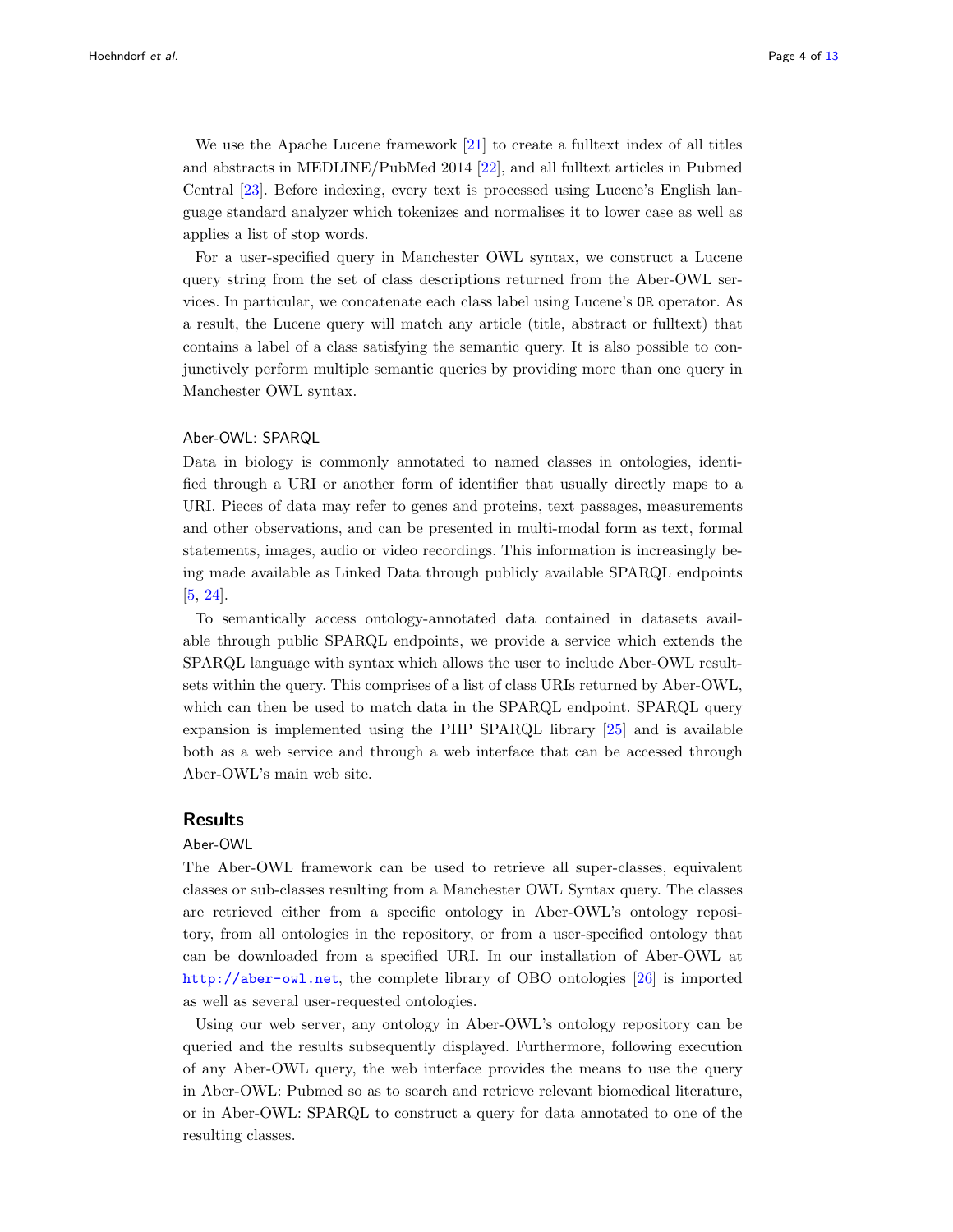We use the Apache Lucene framework [21] to create a fulltext index of all titles and abstracts in MEDLINE/PubMed 2014 [22], and all fulltext articles in Pubmed Central [23]. Before indexing, every text is processed using Lucene's English language standard analyzer which tokenizes and normalises it to lower case as well as applies a list of stop words.

For a user-specified query in Manchester OWL syntax, we construct a Lucene query string from the set of class descriptions returned from the Aber-OWL services. In particular, we concatenate each class label using Lucene's `OR` operator. As a result, the Lucene query will match any article (title, abstract or fulltext) that contains a label of a class satisfying the semantic query. It is also possible to conjunctively perform multiple semantic queries by providing more than one query in Manchester OWL syntax.

### Aber-OWL: SPARQL

Data in biology is commonly annotated to named classes in ontologies, identified through a URI or another form of identifier that usually directly maps to a URI. Pieces of data may refer to genes and proteins, text passages, measurements and other observations, and can be presented in multi-modal form as text, formal statements, images, audio or video recordings. This information is increasingly being made available as Linked Data through publicly available SPARQL endpoints [5, 24].

To semantically access ontology-annotated data contained in datasets available through public SPARQL endpoints, we provide a service which extends the SPARQL language with syntax which allows the user to include Aber-OWL resultsets within the query. This comprises of a list of class URIs returned by Aber-OWL, which can then be used to match data in the SPARQL endpoint. SPARQL query expansion is implemented using the PHP SPARQL library [25] and is available both as a web service and through a web interface that can be accessed through Aber-OWL's main web site.

## Results

### Aber-OWL

The Aber-OWL framework can be used to retrieve all super-classes, equivalent classes or sub-classes resulting from a Manchester OWL Syntax query. The classes are retrieved either from a specific ontology in Aber-OWL's ontology repository, from all ontologies in the repository, or from a user-specified ontology that can be downloaded from a specified URI. In our installation of Aber-OWL at http://aber-owl.net, the complete library of OBO ontologies [26] is imported as well as several user-requested ontologies.

Using our web server, any ontology in Aber-OWL's ontology repository can be queried and the results subsequently displayed. Furthermore, following execution of any Aber-OWL query, the web interface provides the means to use the query in Aber-OWL: Pubmed so as to search and retrieve relevant biomedical literature, or in Aber-OWL: SPARQL to construct a query for data annotated to one of the resulting classes.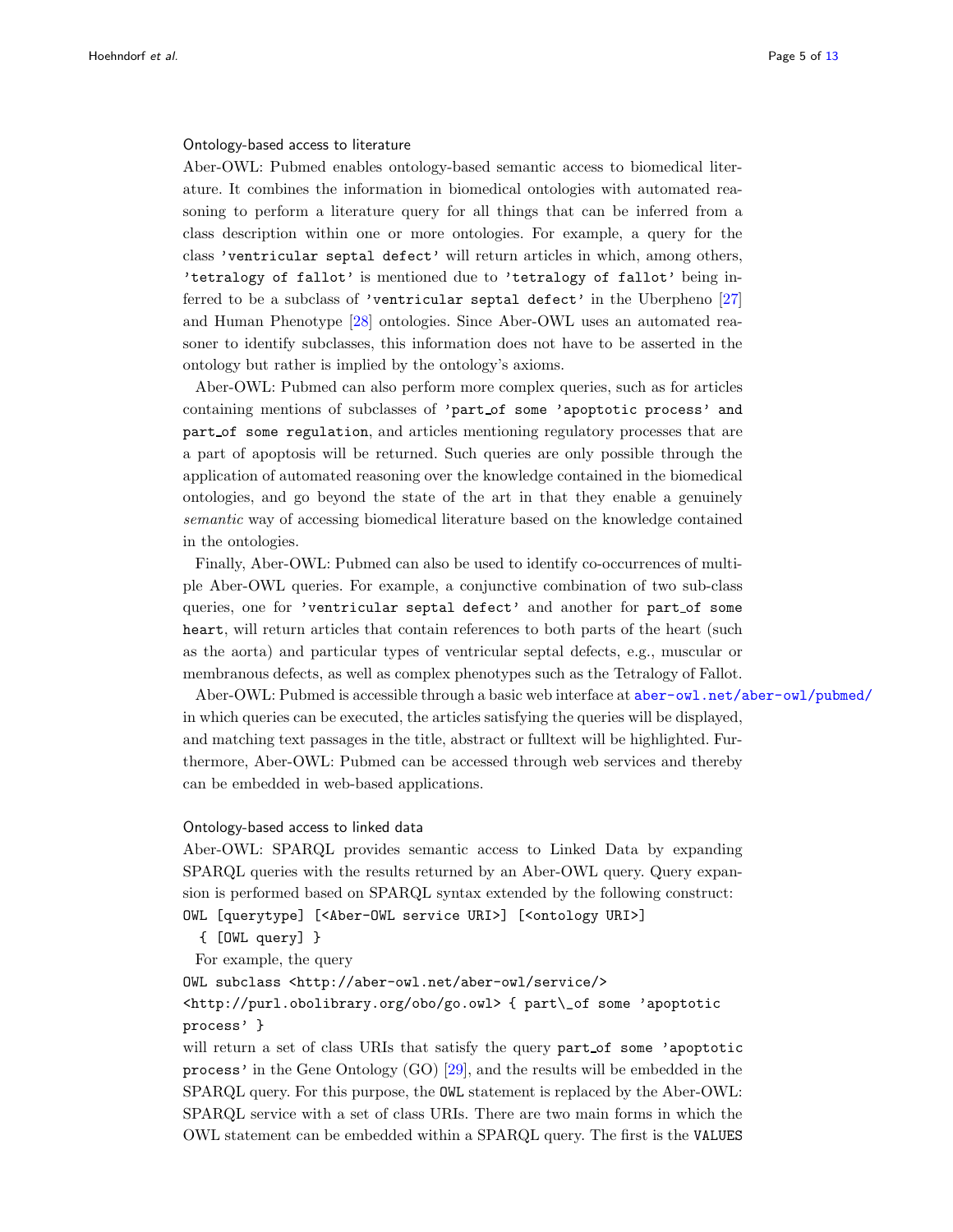### Ontology-based access to literature

Aber-OWL: Pubmed enables ontology-based semantic access to biomedical literature. It combines the information in biomedical ontologies with automated reasoning to perform a literature query for all things that can be inferred from a class description within one or more ontologies. For example, a query for the class `'ventricular septal defect'` will return articles in which, among others, `'tetralogy of fallot'` is mentioned due to `'tetralogy of fallot'` being inferred to be a subclass of `'ventricular septal defect'` in the Uberpheno [27] and Human Phenotype [28] ontologies. Since Aber-OWL uses an automated reasoner to identify subclasses, this information does not have to be asserted in the ontology but rather is implied by the ontology's axioms.

Aber-OWL: Pubmed can also perform more complex queries, such as for articles containing mentions of subclasses of `'part_of some 'apoptotic process' and part_of some regulation`, and articles mentioning regulatory processes that are a part of apoptosis will be returned. Such queries are only possible through the application of automated reasoning over the knowledge contained in the biomedical ontologies, and go beyond the state of the art in that they enable a genuinely *semantic* way of accessing biomedical literature based on the knowledge contained in the ontologies.

Finally, Aber-OWL: Pubmed can also be used to identify co-occurrences of multiple Aber-OWL queries. For example, a conjunctive combination of two sub-class queries, one for `'ventricular septal defect'` and another for `part_of some heart`, will return articles that contain references to both parts of the heart (such as the aorta) and particular types of ventricular septal defects, e.g., muscular or membranous defects, as well as complex phenotypes such as the Tetralogy of Fallot.

Aber-OWL: Pubmed is accessible through a basic web interface at aber-owl.net/aber-owl/pubmed/ in which queries can be executed, the articles satisfying the queries will be displayed, and matching text passages in the title, abstract or fulltext will be highlighted. Furthermore, Aber-OWL: Pubmed can be accessed through web services and thereby can be embedded in web-based applications.

### Ontology-based access to linked data

Aber-OWL: SPARQL provides semantic access to Linked Data by expanding SPARQL queries with the results returned by an Aber-OWL query. Query expansion is performed based on SPARQL syntax extended by the following construct:

```
OWL [querytype] [<Aber-OWL service URI>] [<ontology URI>]
  { [OWL query] }
```

For example, the query

```
OWL subclass <http://aber-owl.net/aber-owl/service/>
<http://purl.obolibrary.org/obo/go.owl> { part\_of some 'apoptotic
process' }
```

will return a set of class URIs that satisfy the query `part_of some 'apoptotic process'` in the Gene Ontology (GO) [29], and the results will be embedded in the SPARQL query. For this purpose, the `OWL` statement is replaced by the Aber-OWL: SPARQL service with a set of class URIs. There are two main forms in which the OWL statement can be embedded within a SPARQL query. The first is the `VALUES`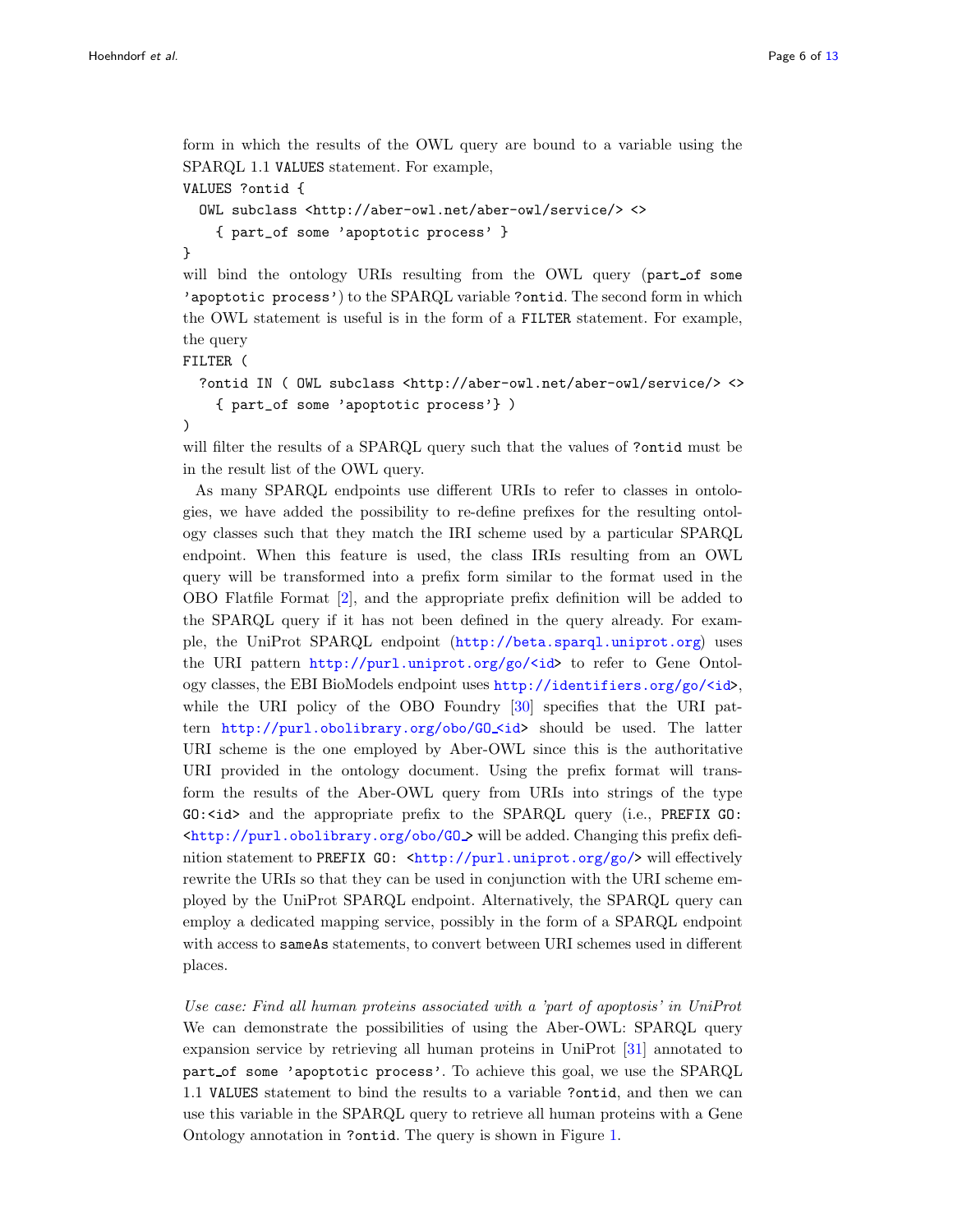form in which the results of the OWL query are bound to a variable using the SPARQL 1.1 `VALUES` statement. For example,

```
VALUES ?ontid {
  OWL subclass <http://aber-owl.net/aber-owl/service/> <>
    { part_of some 'apoptotic process' }
}
```

will bind the ontology URIs resulting from the OWL query (`part_of some 'apoptotic process'`) to the SPARQL variable `?ontid`. The second form in which the OWL statement is useful is in the form of a `FILTER` statement. For example, the query

```
FILTER (
  ?ontid IN ( OWL subclass <http://aber-owl.net/aber-owl/service/> <>
    { part_of some 'apoptotic process'} )
)
```

will filter the results of a SPARQL query such that the values of `?ontid` must be in the result list of the OWL query.

As many SPARQL endpoints use different URIs to refer to classes in ontologies, we have added the possibility to re-define prefixes for the resulting ontology classes such that they match the IRI scheme used by a particular SPARQL endpoint. When this feature is used, the class IRIs resulting from an OWL query will be transformed into a prefix form similar to the format used in the OBO Flatfile Format [2], and the appropriate prefix definition will be added to the SPARQL query if it has not been defined in the query already. For example, the UniProt SPARQL endpoint (http://beta.sparql.uniprot.org) uses the URI pattern http://purl.uniprot.org/go/<id> to refer to Gene Ontology classes, the EBI BioModels endpoint uses http://identifiers.org/go/<id>, while the URI policy of the OBO Foundry [30] specifies that the URI pattern http://purl.obolibrary.org/obo/GO_<id> should be used. The latter URI scheme is the one employed by Aber-OWL since this is the authoritative URI provided in the ontology document. Using the prefix format will transform the results of the Aber-OWL query from URIs into strings of the type `GO:<id>` and the appropriate prefix to the SPARQL query (i.e., `PREFIX GO: <http://purl.obolibrary.org/obo/GO_>` will be added. Changing this prefix definition statement to `PREFIX GO: <http://purl.uniprot.org/go/>` will effectively rewrite the URIs so that they can be used in conjunction with the URI scheme employed by the UniProt SPARQL endpoint. Alternatively, the SPARQL query can employ a dedicated mapping service, possibly in the form of a SPARQL endpoint with access to `sameAs` statements, to convert between URI schemes used in different places.

*Use case: Find all human proteins associated with a 'part of apoptosis' in UniProt*
We can demonstrate the possibilities of using the Aber-OWL: SPARQL query expansion service by retrieving all human proteins in UniProt [31] annotated to `part_of some 'apoptotic process'`. To achieve this goal, we use the SPARQL 1.1 `VALUES` statement to bind the results to a variable `?ontid`, and then we can use this variable in the SPARQL query to retrieve all human proteins with a Gene Ontology annotation in `?ontid`. The query is shown in Figure 1.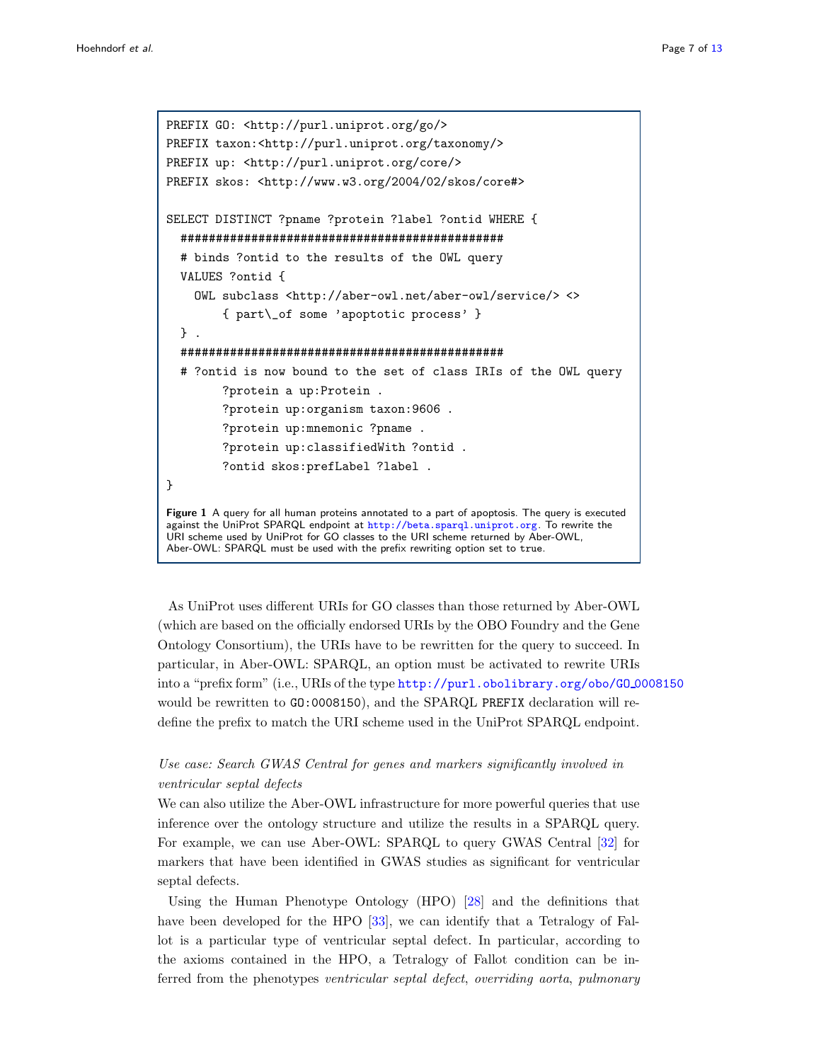```
PREFIX GO: <http://purl.uniprot.org/go/>
PREFIX taxon:<http://purl.uniprot.org/taxonomy/>
PREFIX up: <http://purl.uniprot.org/core/>
PREFIX skos: <http://www.w3.org/2004/02/skos/core#>

SELECT DISTINCT ?pname ?protein ?label ?ontid WHERE {
  ###############################################
  # binds ?ontid to the results of the OWL query
  VALUES ?ontid {
    OWL subclass <http://aber-owl.net/aber-owl/service/> <>
        { part\_of some 'apoptotic process' }
  } .
  ###############################################
  # ?ontid is now bound to the set of class IRIs of the OWL query
        ?protein a up:Protein .
        ?protein up:organism taxon:9606 .
        ?protein up:mnemonic ?pname .
        ?protein up:classifiedWith ?ontid .
        ?ontid skos:prefLabel ?label .
}
```

**Figure 1** A query for all human proteins annotated to a part of apoptosis. The query is executed against the UniProt SPARQL endpoint at http://beta.sparql.uniprot.org. To rewrite the URI scheme used by UniProt for GO classes to the URI scheme returned by Aber-OWL, Aber-OWL: SPARQL must be used with the prefix rewriting option set to true.

As UniProt uses different URIs for GO classes than those returned by Aber-OWL (which are based on the officially endorsed URIs by the OBO Foundry and the Gene Ontology Consortium), the URIs have to be rewritten for the query to succeed. In particular, in Aber-OWL: SPARQL, an option must be activated to rewrite URIs into a "prefix form" (i.e., URIs of the type http://purl.obolibrary.org/obo/GO_0008150 would be rewritten to `GO:0008150`), and the SPARQL `PREFIX` declaration will redefine the prefix to match the URI scheme used in the UniProt SPARQL endpoint.

*Use case: Search GWAS Central for genes and markers significantly involved in ventricular septal defects*

We can also utilize the Aber-OWL infrastructure for more powerful queries that use inference over the ontology structure and utilize the results in a SPARQL query. For example, we can use Aber-OWL: SPARQL to query GWAS Central [32] for markers that have been identified in GWAS studies as significant for ventricular septal defects.

Using the Human Phenotype Ontology (HPO) [28] and the definitions that have been developed for the HPO [33], we can identify that a Tetralogy of Fallot is a particular type of ventricular septal defect. In particular, according to the axioms contained in the HPO, a Tetralogy of Fallot condition can be inferred from the phenotypes *ventricular septal defect*, *overriding aorta*, *pulmonary*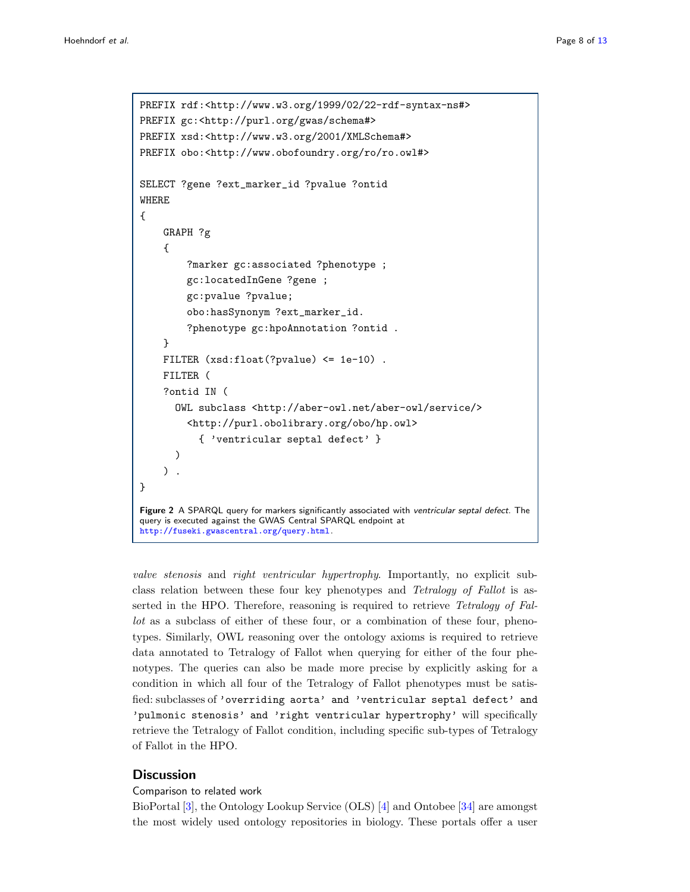```
PREFIX rdf:<http://www.w3.org/1999/02/22-rdf-syntax-ns#>
PREFIX gc:<http://purl.org/gwas/schema#>
PREFIX xsd:<http://www.w3.org/2001/XMLSchema#>
PREFIX obo:<http://www.obofoundry.org/ro/ro.owl#>

SELECT ?gene ?ext_marker_id ?pvalue ?ontid
WHERE
{
    GRAPH ?g
    {
        ?marker gc:associated ?phenotype ;
        gc:locatedInGene ?gene ;
        gc:pvalue ?pvalue;
        obo:hasSynonym ?ext_marker_id.
        ?phenotype gc:hpoAnnotation ?ontid .
    }
    FILTER (xsd:float(?pvalue) <= 1e-10) .
    FILTER (
    ?ontid IN (
      OWL subclass <http://aber-owl.net/aber-owl/service/>
        <http://purl.obolibrary.org/obo/hp.owl>
          { 'ventricular septal defect' }
      )
    ) .
}
```

**Figure 2** A SPARQL query for markers significantly associated with *ventricular septal defect*. The query is executed against the GWAS Central SPARQL endpoint at http://fuseki.gwascentral.org/query.html.

*valve stenosis* and *right ventricular hypertrophy*. Importantly, no explicit subclass relation between these four key phenotypes and *Tetralogy of Fallot* is asserted in the HPO. Therefore, reasoning is required to retrieve *Tetralogy of Fallot* as a subclass of either of these four, or a combination of these four, phenotypes. Similarly, OWL reasoning over the ontology axioms is required to retrieve data annotated to Tetralogy of Fallot when querying for either of the four phenotypes. The queries can also be made more precise by explicitly asking for a condition in which all four of the Tetralogy of Fallot phenotypes must be satisfied: subclasses of `'overriding aorta' and 'ventricular septal defect' and 'pulmonic stenosis' and 'right ventricular hypertrophy'` will specifically retrieve the Tetralogy of Fallot condition, including specific sub-types of Tetralogy of Fallot in the HPO.

## Discussion

### Comparison to related work

BioPortal [3], the Ontology Lookup Service (OLS) [4] and Ontobee [34] are amongst the most widely used ontology repositories in biology. These portals offer a user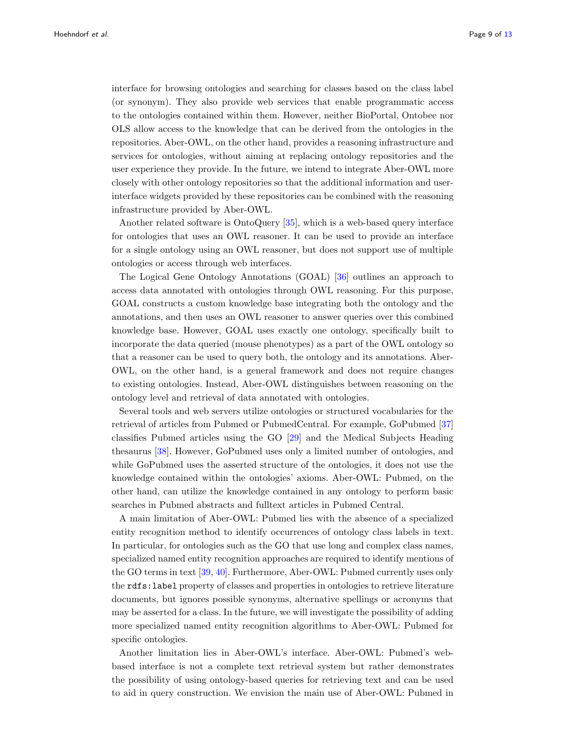interface for browsing ontologies and searching for classes based on the class label (or synonym). They also provide web services that enable programmatic access to the ontologies contained within them. However, neither BioPortal, Ontobee nor OLS allow access to the knowledge that can be derived from the ontologies in the repositories. Aber-OWL, on the other hand, provides a reasoning infrastructure and services for ontologies, without aiming at replacing ontology repositories and the user experience they provide. In the future, we intend to integrate Aber-OWL more closely with other ontology repositories so that the additional information and user-interface widgets provided by these repositories can be combined with the reasoning infrastructure provided by Aber-OWL.

Another related software is OntoQuery [35], which is a web-based query interface for ontologies that uses an OWL reasoner. It can be used to provide an interface for a single ontology using an OWL reasoner, but does not support use of multiple ontologies or access through web interfaces.

The Logical Gene Ontology Annotations (GOAL) [36] outlines an approach to access data annotated with ontologies through OWL reasoning. For this purpose, GOAL constructs a custom knowledge base integrating both the ontology and the annotations, and then uses an OWL reasoner to answer queries over this combined knowledge base. However, GOAL uses exactly one ontology, specifically built to incorporate the data queried (mouse phenotypes) as a part of the OWL ontology so that a reasoner can be used to query both, the ontology and its annotations. Aber-OWL, on the other hand, is a general framework and does not require changes to existing ontologies. Instead, Aber-OWL distinguishes between reasoning on the ontology level and retrieval of data annotated with ontologies.

Several tools and web servers utilize ontologies or structured vocabularies for the retrieval of articles from Pubmed or PubmedCentral. For example, GoPubmed [37] classifies Pubmed articles using the GO [29] and the Medical Subjects Heading thesaurus [38]. However, GoPubmed uses only a limited number of ontologies, and while GoPubmed uses the asserted structure of the ontologies, it does not use the knowledge contained within the ontologies' axioms. Aber-OWL: Pubmed, on the other hand, can utilize the knowledge contained in any ontology to perform basic searches in Pubmed abstracts and fulltext articles in Pubmed Central.

A main limitation of Aber-OWL: Pubmed lies with the absence of a specialized entity recognition method to identify occurrences of ontology class labels in text. In particular, for ontologies such as the GO that use long and complex class names, specialized named entity recognition approaches are required to identify mentions of the GO terms in text [39, 40]. Furthermore, Aber-OWL: Pubmed currently uses only the `rdfs:label` property of classes and properties in ontologies to retrieve literature documents, but ignores possible synonyms, alternative spellings or acronyms that may be asserted for a class. In the future, we will investigate the possibility of adding more specialized named entity recognition algorithms to Aber-OWL: Pubmed for specific ontologies.

Another limitation lies in Aber-OWL's interface. Aber-OWL: Pubmed's web-based interface is not a complete text retrieval system but rather demonstrates the possibility of using ontology-based queries for retrieving text and can be used to aid in query construction. We envision the main use of Aber-OWL: Pubmed in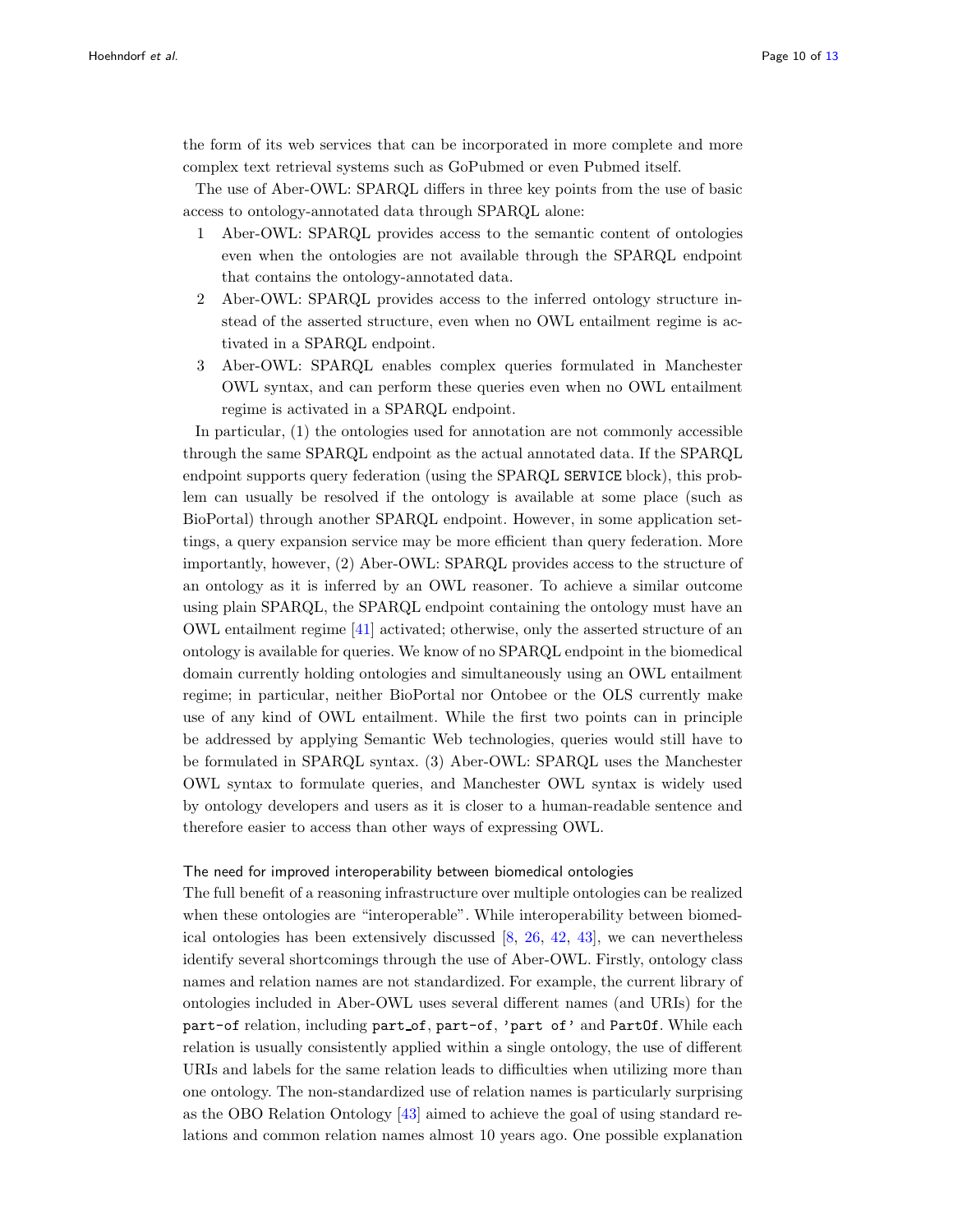the form of its web services that can be incorporated in more complete and more complex text retrieval systems such as GoPubmed or even Pubmed itself.

The use of Aber-OWL: SPARQL differs in three key points from the use of basic access to ontology-annotated data through SPARQL alone:

1. Aber-OWL: SPARQL provides access to the semantic content of ontologies even when the ontologies are not available through the SPARQL endpoint that contains the ontology-annotated data.
2. Aber-OWL: SPARQL provides access to the inferred ontology structure instead of the asserted structure, even when no OWL entailment regime is activated in a SPARQL endpoint.
3. Aber-OWL: SPARQL enables complex queries formulated in Manchester OWL syntax, and can perform these queries even when no OWL entailment regime is activated in a SPARQL endpoint.

In particular, (1) the ontologies used for annotation are not commonly accessible through the same SPARQL endpoint as the actual annotated data. If the SPARQL endpoint supports query federation (using the SPARQL `SERVICE` block), this problem can usually be resolved if the ontology is available at some place (such as BioPortal) through another SPARQL endpoint. However, in some application settings, a query expansion service may be more efficient than query federation. More importantly, however, (2) Aber-OWL: SPARQL provides access to the structure of an ontology as it is inferred by an OWL reasoner. To achieve a similar outcome using plain SPARQL, the SPARQL endpoint containing the ontology must have an OWL entailment regime [41] activated; otherwise, only the asserted structure of an ontology is available for queries. We know of no SPARQL endpoint in the biomedical domain currently holding ontologies and simultaneously using an OWL entailment regime; in particular, neither BioPortal nor Ontobee or the OLS currently make use of any kind of OWL entailment. While the first two points can in principle be addressed by applying Semantic Web technologies, queries would still have to be formulated in SPARQL syntax. (3) Aber-OWL: SPARQL uses the Manchester OWL syntax to formulate queries, and Manchester OWL syntax is widely used by ontology developers and users as it is closer to a human-readable sentence and therefore easier to access than other ways of expressing OWL.

### The need for improved interoperability between biomedical ontologies

The full benefit of a reasoning infrastructure over multiple ontologies can be realized when these ontologies are "interoperable". While interoperability between biomedical ontologies has been extensively discussed [8, 26, 42, 43], we can nevertheless identify several shortcomings through the use of Aber-OWL. Firstly, ontology class names and relation names are not standardized. For example, the current library of ontologies included in Aber-OWL uses several different names (and URIs) for the `part-of` relation, including `part_of`, `part-of`, `'part of'` and `PartOf`. While each relation is usually consistently applied within a single ontology, the use of different URIs and labels for the same relation leads to difficulties when utilizing more than one ontology. The non-standardized use of relation names is particularly surprising as the OBO Relation Ontology [43] aimed to achieve the goal of using standard relations and common relation names almost 10 years ago. One possible explanation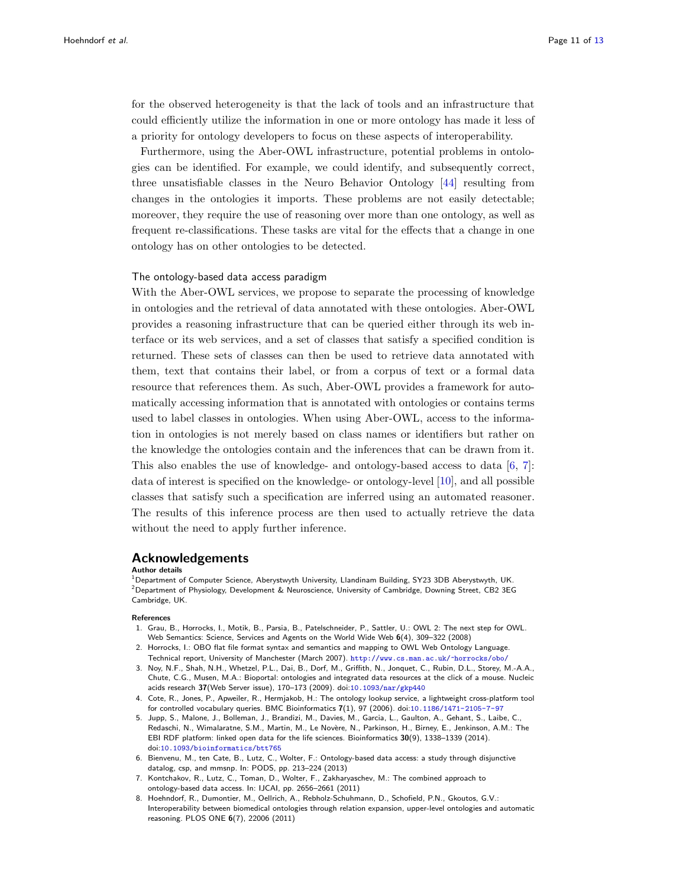for the observed heterogeneity is that the lack of tools and an infrastructure that could efficiently utilize the information in one or more ontology has made it less of a priority for ontology developers to focus on these aspects of interoperability.

Furthermore, using the Aber-OWL infrastructure, potential problems in ontologies can be identified. For example, we could identify, and subsequently correct, three unsatisfiable classes in the Neuro Behavior Ontology [44] resulting from changes in the ontologies it imports. These problems are not easily detectable; moreover, they require the use of reasoning over more than one ontology, as well as frequent re-classifications. These tasks are vital for the effects that a change in one ontology has on other ontologies to be detected.

### The ontology-based data access paradigm

With the Aber-OWL services, we propose to separate the processing of knowledge in ontologies and the retrieval of data annotated with these ontologies. Aber-OWL provides a reasoning infrastructure that can be queried either through its web interface or its web services, and a set of classes that satisfy a specified condition is returned. These sets of classes can then be used to retrieve data annotated with them, text that contains their label, or from a corpus of text or a formal data resource that references them. As such, Aber-OWL provides a framework for automatically accessing information that is annotated with ontologies or contains terms used to label classes in ontologies. When using Aber-OWL, access to the information in ontologies is not merely based on class names or identifiers but rather on the knowledge the ontologies contain and the inferences that can be drawn from it. This also enables the use of knowledge- and ontology-based access to data [6, 7]: data of interest is specified on the knowledge- or ontology-level [10], and all possible classes that satisfy such a specification are inferred using an automated reasoner. The results of this inference process are then used to actually retrieve the data without the need to apply further inference.

## Acknowledgements

**Author details**

[1]Department of Computer Science, Aberystwyth University, Llandinam Building, SY23 3DB Aberystwyth, UK. [2]Department of Physiology, Development & Neuroscience, University of Cambridge, Downing Street, CB2 3EG Cambridge, UK.

**References**

1. Grau, B., Horrocks, I., Motik, B., Parsia, B., Patelschneider, P., Sattler, U.: OWL 2: The next step for OWL. Web Semantics: Science, Services and Agents on the World Wide Web **6**(4), 309–322 (2008)
2. Horrocks, I.: OBO flat file format syntax and semantics and mapping to OWL Web Ontology Language. Technical report, University of Manchester (March 2007). http://www.cs.man.ac.uk/~horrocks/obo/
3. Noy, N.F., Shah, N.H., Whetzel, P.L., Dai, B., Dorf, M., Griffith, N., Jonquet, C., Rubin, D.L., Storey, M.-A.A., Chute, C.G., Musen, M.A.: Bioportal: ontologies and integrated data resources at the click of a mouse. Nucleic acids research **37**(Web Server issue), 170–173 (2009). doi:10.1093/nar/gkp440
4. Cote, R., Jones, P., Apweiler, R., Hermjakob, H.: The ontology lookup service, a lightweight cross-platform tool for controlled vocabulary queries. BMC Bioinformatics **7**(1), 97 (2006). doi:10.1186/1471-2105-7-97
5. Jupp, S., Malone, J., Bolleman, J., Brandizi, M., Davies, M., Garcia, L., Gaulton, A., Gehant, S., Laibe, C., Redaschi, N., Wimalaratne, S.M., Martin, M., Le Novère, N., Parkinson, H., Birney, E., Jenkinson, A.M.: The EBI RDF platform: linked open data for the life sciences. Bioinformatics **30**(9), 1338–1339 (2014). doi:10.1093/bioinformatics/btt765
6. Bienvenu, M., ten Cate, B., Lutz, C., Wolter, F.: Ontology-based data access: a study through disjunctive datalog, csp, and mmsnp. In: PODS, pp. 213–224 (2013)
7. Kontchakov, R., Lutz, C., Toman, D., Wolter, F., Zakharyaschev, M.: The combined approach to ontology-based data access. In: IJCAI, pp. 2656–2661 (2011)
8. Hoehndorf, R., Dumontier, M., Oellrich, A., Rebholz-Schuhmann, D., Schofield, P.N., Gkoutos, G.V.: Interoperability between biomedical ontologies through relation expansion, upper-level ontologies and automatic reasoning. PLOS ONE **6**(7), 22006 (2011)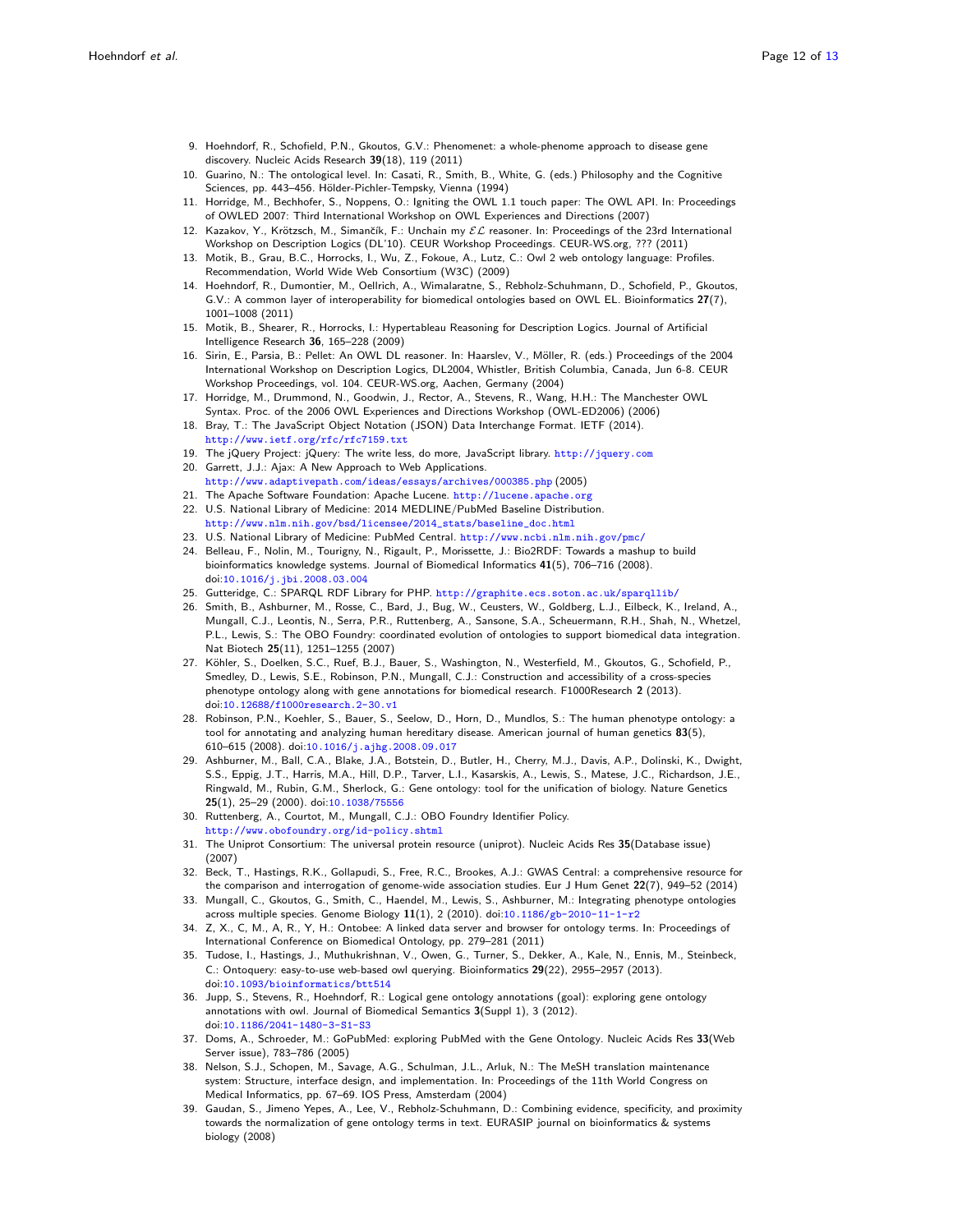9. Hoehndorf, R., Schofield, P.N., Gkoutos, G.V.: Phenomenet: a whole-phenome approach to disease gene discovery. Nucleic Acids Research **39**(18), 119 (2011)
10. Guarino, N.: The ontological level. In: Casati, R., Smith, B., White, G. (eds.) Philosophy and the Cognitive Sciences, pp. 443–456. Hölder-Pichler-Tempsky, Vienna (1994)
11. Horridge, M., Bechhofer, S., Noppens, O.: Igniting the OWL 1.1 touch paper: The OWL API. In: Proceedings of OWLED 2007: Third International Workshop on OWL Experiences and Directions (2007)
12. Kazakov, Y., Krötzsch, M., Simančík, F.: Unchain my $\mathcal{EL}$ reasoner. In: Proceedings of the 23rd International Workshop on Description Logics (DL'10). CEUR Workshop Proceedings. CEUR-WS.org, ??? (2011)
13. Motik, B., Grau, B.C., Horrocks, I., Wu, Z., Fokoue, A., Lutz, C.: Owl 2 web ontology language: Profiles. Recommendation, World Wide Web Consortium (W3C) (2009)
14. Hoehndorf, R., Dumontier, M., Oellrich, A., Wimalaratne, S., Rebholz-Schuhmann, D., Schofield, P., Gkoutos, G.V.: A common layer of interoperability for biomedical ontologies based on OWL EL. Bioinformatics **27**(7), 1001–1008 (2011)
15. Motik, B., Shearer, R., Horrocks, I.: Hypertableau Reasoning for Description Logics. Journal of Artificial Intelligence Research **36**, 165–228 (2009)
16. Sirin, E., Parsia, B.: Pellet: An OWL DL reasoner. In: Haarslev, V., Möller, R. (eds.) Proceedings of the 2004 International Workshop on Description Logics, DL2004, Whistler, British Columbia, Canada, Jun 6-8. CEUR Workshop Proceedings, vol. 104. CEUR-WS.org, Aachen, Germany (2004)
17. Horridge, M., Drummond, N., Goodwin, J., Rector, A., Stevens, R., Wang, H.H.: The Manchester OWL Syntax. Proc. of the 2006 OWL Experiences and Directions Workshop (OWL-ED2006) (2006)
18. Bray, T.: The JavaScript Object Notation (JSON) Data Interchange Format. IETF (2014). http://www.ietf.org/rfc/rfc7159.txt
19. The jQuery Project: jQuery: The write less, do more, JavaScript library. http://jquery.com
20. Garrett, J.J.: Ajax: A New Approach to Web Applications. http://www.adaptivepath.com/ideas/essays/archives/000385.php (2005)
21. The Apache Software Foundation: Apache Lucene. http://lucene.apache.org
22. U.S. National Library of Medicine: 2014 MEDLINE/PubMed Baseline Distribution. http://www.nlm.nih.gov/bsd/licensee/2014_stats/baseline_doc.html
23. U.S. National Library of Medicine: PubMed Central. http://www.ncbi.nlm.nih.gov/pmc/
24. Belleau, F., Nolin, M., Tourigny, N., Rigault, P., Morissette, J.: Bio2RDF: Towards a mashup to build bioinformatics knowledge systems. Journal of Biomedical Informatics **41**(5), 706–716 (2008). doi:10.1016/j.jbi.2008.03.004
25. Gutteridge, C.: SPARQL RDF Library for PHP. http://graphite.ecs.soton.ac.uk/sparqllib/
26. Smith, B., Ashburner, M., Rosse, C., Bard, J., Bug, W., Ceusters, W., Goldberg, L.J., Eilbeck, K., Ireland, A., Mungall, C.J., Leontis, N., Serra, P.R., Ruttenberg, A., Sansone, S.A., Scheuermann, R.H., Shah, N., Whetzel, P.L., Lewis, S.: The OBO Foundry: coordinated evolution of ontologies to support biomedical data integration. Nat Biotech **25**(11), 1251–1255 (2007)
27. Köhler, S., Doelken, S.C., Ruef, B.J., Bauer, S., Washington, N., Westerfield, M., Gkoutos, G., Schofield, P., Smedley, D., Lewis, S.E., Robinson, P.N., Mungall, C.J.: Construction and accessibility of a cross-species phenotype ontology along with gene annotations for biomedical research. F1000Research **2** (2013). doi:10.12688/f1000research.2-30.v1
28. Robinson, P.N., Koehler, S., Bauer, S., Seelow, D., Horn, D., Mundlos, S.: The human phenotype ontology: a tool for annotating and analyzing human hereditary disease. American journal of human genetics **83**(5), 610–615 (2008). doi:10.1016/j.ajhg.2008.09.017
29. Ashburner, M., Ball, C.A., Blake, J.A., Botstein, D., Butler, H., Cherry, M.J., Davis, A.P., Dolinski, K., Dwight, S.S., Eppig, J.T., Harris, M.A., Hill, D.P., Tarver, L.I., Kasarskis, A., Lewis, S., Matese, J.C., Richardson, J.E., Ringwald, M., Rubin, G.M., Sherlock, G.: Gene ontology: tool for the unification of biology. Nature Genetics **25**(1), 25–29 (2000). doi:10.1038/75556
30. Ruttenberg, A., Courtot, M., Mungall, C.J.: OBO Foundry Identifier Policy. http://www.obofoundry.org/id-policy.shtml
31. The Uniprot Consortium: The universal protein resource (uniprot). Nucleic Acids Res **35**(Database issue) (2007)
32. Beck, T., Hastings, R.K., Gollapudi, S., Free, R.C., Brookes, A.J.: GWAS Central: a comprehensive resource for the comparison and interrogation of genome-wide association studies. Eur J Hum Genet **22**(7), 949–52 (2014)
33. Mungall, C., Gkoutos, G., Smith, C., Haendel, M., Lewis, S., Ashburner, M.: Integrating phenotype ontologies across multiple species. Genome Biology **11**(1), 2 (2010). doi:10.1186/gb-2010-11-1-r2
34. Z, X., C, M., A, R., Y, H.: Ontobee: A linked data server and browser for ontology terms. In: Proceedings of International Conference on Biomedical Ontology, pp. 279–281 (2011)
35. Tudose, I., Hastings, J., Muthukrishnan, V., Owen, G., Turner, S., Dekker, A., Kale, N., Ennis, M., Steinbeck, C.: Ontoquery: easy-to-use web-based owl querying. Bioinformatics **29**(22), 2955–2957 (2013). doi:10.1093/bioinformatics/btt514
36. Jupp, S., Stevens, R., Hoehndorf, R.: Logical gene ontology annotations (goal): exploring gene ontology annotations with owl. Journal of Biomedical Semantics **3**(Suppl 1), 3 (2012). doi:10.1186/2041-1480-3-S1-S3
37. Doms, A., Schroeder, M.: GoPubMed: exploring PubMed with the Gene Ontology. Nucleic Acids Res **33**(Web Server issue), 783–786 (2005)
38. Nelson, S.J., Schopen, M., Savage, A.G., Schulman, J.L., Arluk, N.: The MeSH translation maintenance system: Structure, interface design, and implementation. In: Proceedings of the 11th World Congress on Medical Informatics, pp. 67–69. IOS Press, Amsterdam (2004)
39. Gaudan, S., Jimeno Yepes, A., Lee, V., Rebholz-Schuhmann, D.: Combining evidence, specificity, and proximity towards the normalization of gene ontology terms in text. EURASIP journal on bioinformatics & systems biology (2008)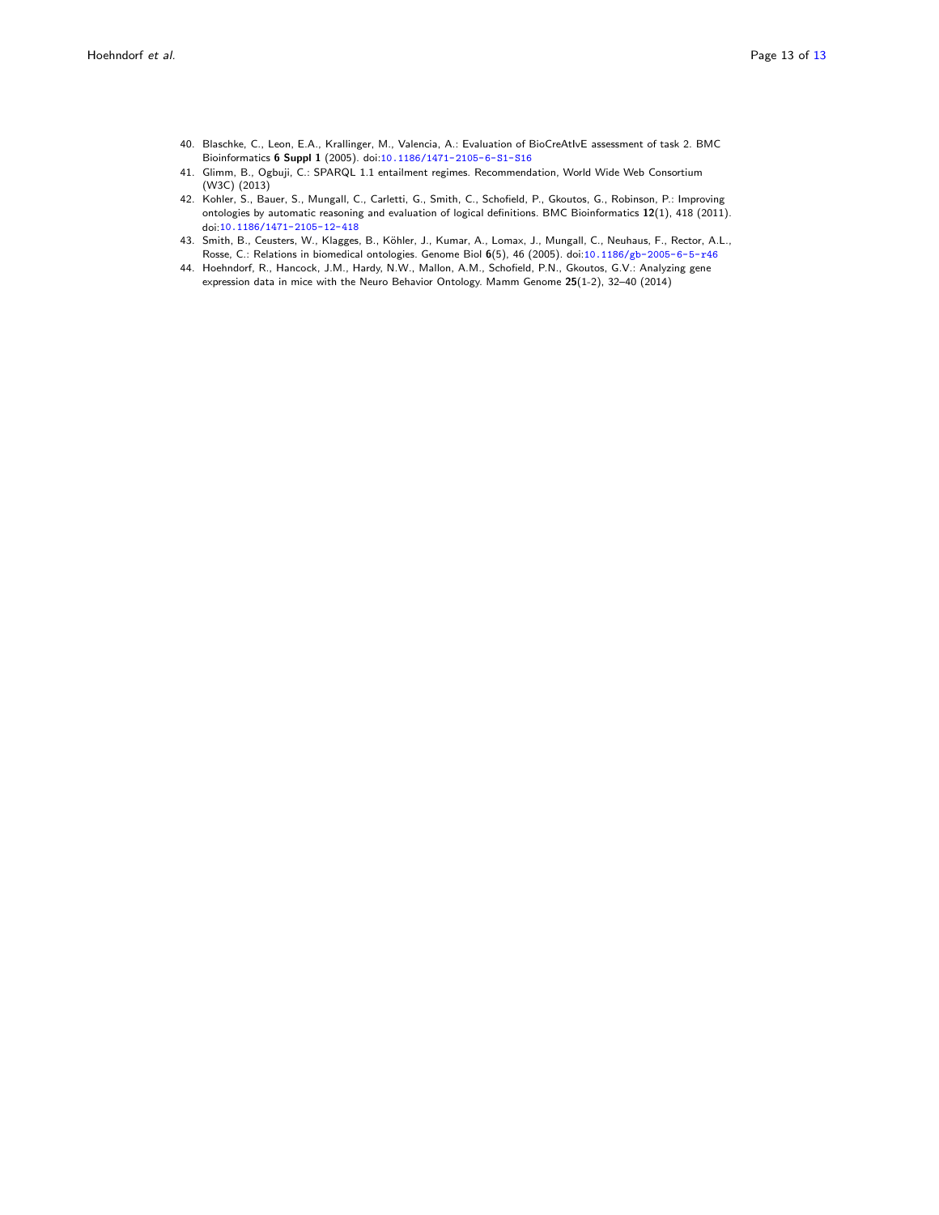40. Blaschke, C., Leon, E.A., Krallinger, M., Valencia, A.: Evaluation of BioCreAtIvE assessment of task 2. BMC Bioinformatics **6 Suppl 1** (2005). doi:10.1186/1471-2105-6-S1-S16
41. Glimm, B., Ogbuji, C.: SPARQL 1.1 entailment regimes. Recommendation, World Wide Web Consortium (W3C) (2013)
42. Kohler, S., Bauer, S., Mungall, C., Carletti, G., Smith, C., Schofield, P., Gkoutos, G., Robinson, P.: Improving ontologies by automatic reasoning and evaluation of logical definitions. BMC Bioinformatics **12**(1), 418 (2011). doi:10.1186/1471-2105-12-418
43. Smith, B., Ceusters, W., Klagges, B., Köhler, J., Kumar, A., Lomax, J., Mungall, C., Neuhaus, F., Rector, A.L., Rosse, C.: Relations in biomedical ontologies. Genome Biol **6**(5), 46 (2005). doi:10.1186/gb-2005-6-5-r46
44. Hoehndorf, R., Hancock, J.M., Hardy, N.W., Mallon, A.M., Schofield, P.N., Gkoutos, G.V.: Analyzing gene expression data in mice with the Neuro Behavior Ontology. Mamm Genome **25**(1-2), 32–40 (2014)